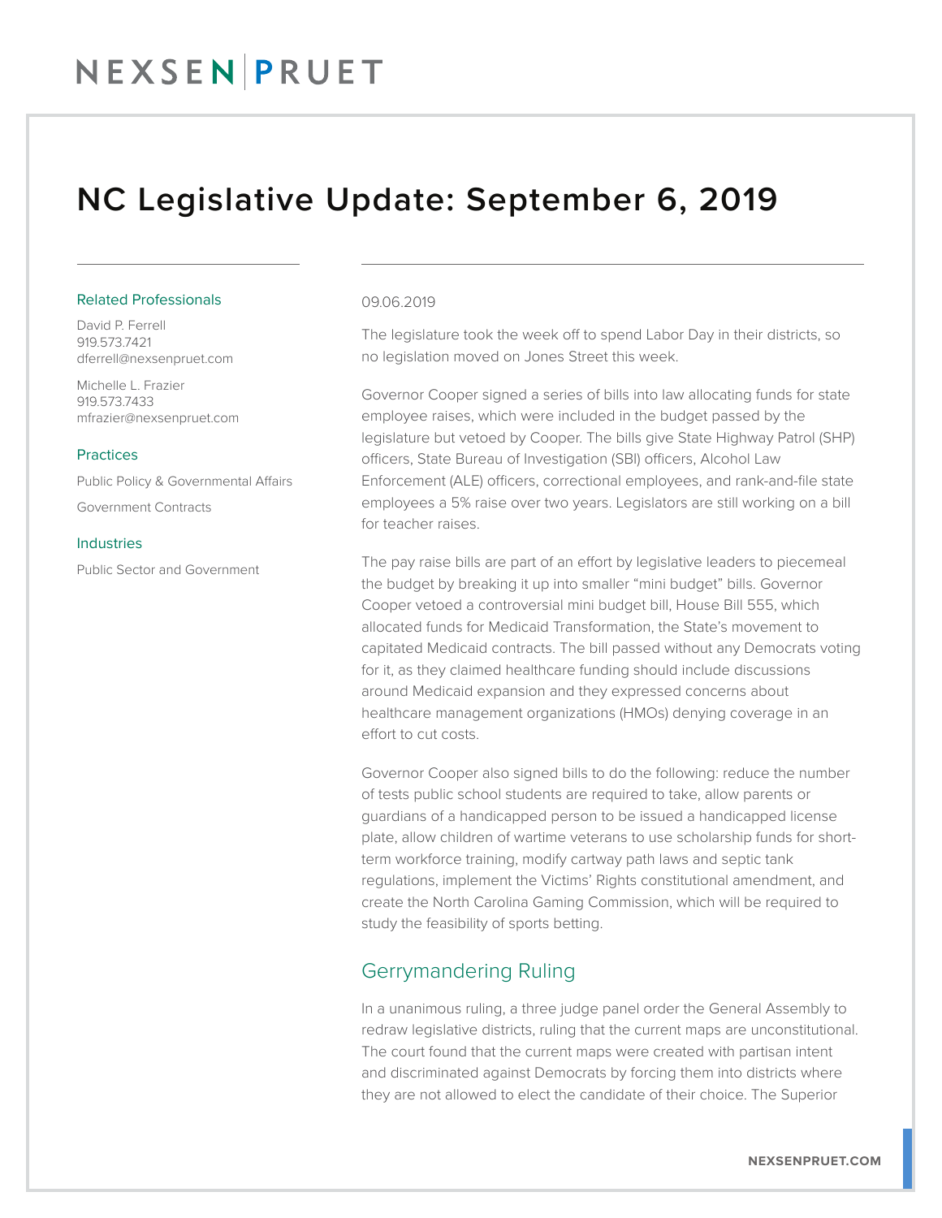# NC Legislative Update: September 6, 2019

### Related Professionals

David P. Ferrell
919.573.7421
dferrell@nexsenpruet.com

Michelle L. Frazier
919.573.7433
mfrazier@nexsenpruet.com

### Practices

Public Policy & Governmental Affairs

Government Contracts

### Industries

Public Sector and Government

09.06.2019

The legislature took the week off to spend Labor Day in their districts, so no legislation moved on Jones Street this week.

Governor Cooper signed a series of bills into law allocating funds for state employee raises, which were included in the budget passed by the legislature but vetoed by Cooper. The bills give State Highway Patrol (SHP) officers, State Bureau of Investigation (SBI) officers, Alcohol Law Enforcement (ALE) officers, correctional employees, and rank-and-file state employees a 5% raise over two years. Legislators are still working on a bill for teacher raises.

The pay raise bills are part of an effort by legislative leaders to piecemeal the budget by breaking it up into smaller "mini budget" bills. Governor Cooper vetoed a controversial mini budget bill, House Bill 555, which allocated funds for Medicaid Transformation, the State's movement to capitated Medicaid contracts. The bill passed without any Democrats voting for it, as they claimed healthcare funding should include discussions around Medicaid expansion and they expressed concerns about healthcare management organizations (HMOs) denying coverage in an effort to cut costs.

Governor Cooper also signed bills to do the following: reduce the number of tests public school students are required to take, allow parents or guardians of a handicapped person to be issued a handicapped license plate, allow children of wartime veterans to use scholarship funds for short-term workforce training, modify cartway path laws and septic tank regulations, implement the Victims' Rights constitutional amendment, and create the North Carolina Gaming Commission, which will be required to study the feasibility of sports betting.

## Gerrymandering Ruling

In a unanimous ruling, a three judge panel order the General Assembly to redraw legislative districts, ruling that the current maps are unconstitutional. The court found that the current maps were created with partisan intent and discriminated against Democrats by forcing them into districts where they are not allowed to elect the candidate of their choice. The Superior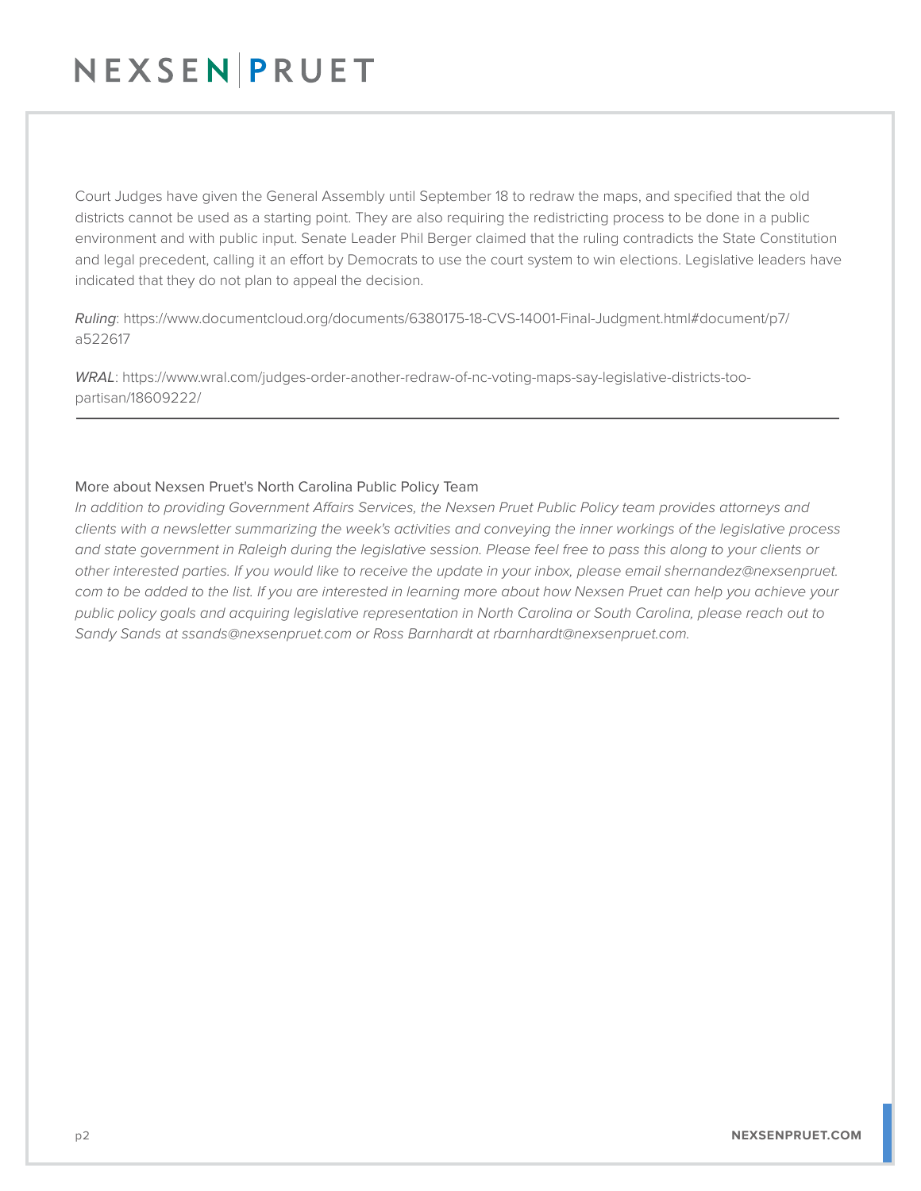Court Judges have given the General Assembly until September 18 to redraw the maps, and specified that the old districts cannot be used as a starting point. They are also requiring the redistricting process to be done in a public environment and with public input. Senate Leader Phil Berger claimed that the ruling contradicts the State Constitution and legal precedent, calling it an effort by Democrats to use the court system to win elections. Legislative leaders have indicated that they do not plan to appeal the decision.

*Ruling*: https://www.documentcloud.org/documents/6380175-18-CVS-14001-Final-Judgment.html#document/p7/a522617

*WRAL*: https://www.wral.com/judges-order-another-redraw-of-nc-voting-maps-say-legislative-districts-too-partisan/18609222/

---

More about Nexsen Pruet's North Carolina Public Policy Team

*In addition to providing Government Affairs Services, the Nexsen Pruet Public Policy team provides attorneys and clients with a newsletter summarizing the week's activities and conveying the inner workings of the legislative process and state government in Raleigh during the legislative session. Please feel free to pass this along to your clients or other interested parties. If you would like to receive the update in your inbox, please email shernandez@nexsenpruet.com to be added to the list. If you are interested in learning more about how Nexsen Pruet can help you achieve your public policy goals and acquiring legislative representation in North Carolina or South Carolina, please reach out to Sandy Sands at ssands@nexsenpruet.com or Ross Barnhardt at rbarnhardt@nexsenpruet.com.*